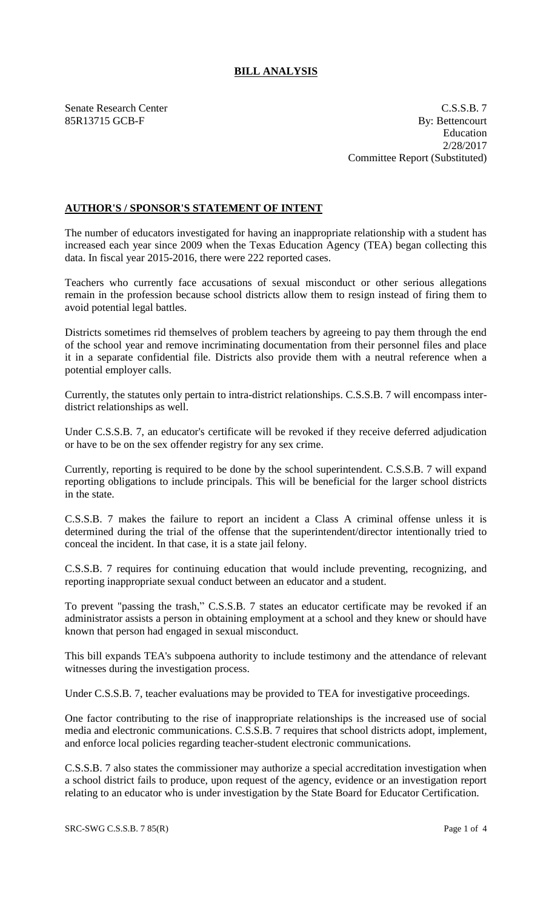# BILL ANALYSIS

Senate Research Center
85R13715 GCB-F

C.S.S.B. 7
By: Bettencourt
Education
2/28/2017
Committee Report (Substituted)

## AUTHOR'S / SPONSOR'S STATEMENT OF INTENT

The number of educators investigated for having an inappropriate relationship with a student has increased each year since 2009 when the Texas Education Agency (TEA) began collecting this data. In fiscal year 2015-2016, there were 222 reported cases.

Teachers who currently face accusations of sexual misconduct or other serious allegations remain in the profession because school districts allow them to resign instead of firing them to avoid potential legal battles.

Districts sometimes rid themselves of problem teachers by agreeing to pay them through the end of the school year and remove incriminating documentation from their personnel files and place it in a separate confidential file. Districts also provide them with a neutral reference when a potential employer calls.

Currently, the statutes only pertain to intra-district relationships. C.S.S.B. 7 will encompass inter-district relationships as well.

Under C.S.S.B. 7, an educator's certificate will be revoked if they receive deferred adjudication or have to be on the sex offender registry for any sex crime.

Currently, reporting is required to be done by the school superintendent. C.S.S.B. 7 will expand reporting obligations to include principals. This will be beneficial for the larger school districts in the state.

C.S.S.B. 7 makes the failure to report an incident a Class A criminal offense unless it is determined during the trial of the offense that the superintendent/director intentionally tried to conceal the incident. In that case, it is a state jail felony.

C.S.S.B. 7 requires for continuing education that would include preventing, recognizing, and reporting inappropriate sexual conduct between an educator and a student.

To prevent "passing the trash," C.S.S.B. 7 states an educator certificate may be revoked if an administrator assists a person in obtaining employment at a school and they knew or should have known that person had engaged in sexual misconduct.

This bill expands TEA's subpoena authority to include testimony and the attendance of relevant witnesses during the investigation process.

Under C.S.S.B. 7, teacher evaluations may be provided to TEA for investigative proceedings.

One factor contributing to the rise of inappropriate relationships is the increased use of social media and electronic communications. C.S.S.B. 7 requires that school districts adopt, implement, and enforce local policies regarding teacher-student electronic communications.

C.S.S.B. 7 also states the commissioner may authorize a special accreditation investigation when a school district fails to produce, upon request of the agency, evidence or an investigation report relating to an educator who is under investigation by the State Board for Educator Certification.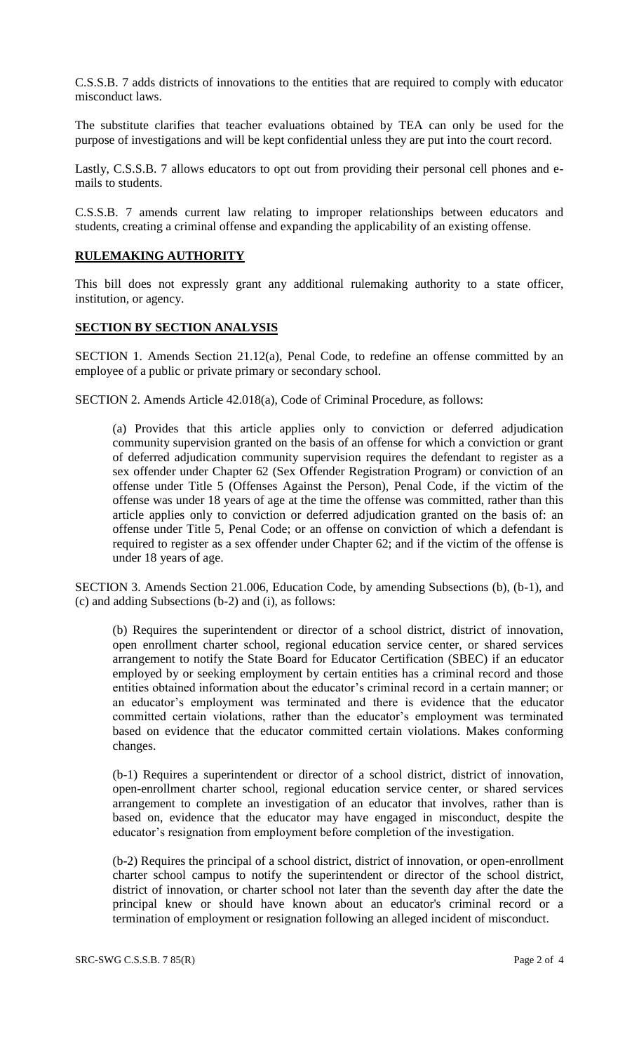C.S.S.B. 7 adds districts of innovations to the entities that are required to comply with educator misconduct laws.

The substitute clarifies that teacher evaluations obtained by TEA can only be used for the purpose of investigations and will be kept confidential unless they are put into the court record.

Lastly, C.S.S.B. 7 allows educators to opt out from providing their personal cell phones and e-mails to students.

C.S.S.B. 7 amends current law relating to improper relationships between educators and students, creating a criminal offense and expanding the applicability of an existing offense.

## RULEMAKING AUTHORITY

This bill does not expressly grant any additional rulemaking authority to a state officer, institution, or agency.

## SECTION BY SECTION ANALYSIS

SECTION 1. Amends Section 21.12(a), Penal Code, to redefine an offense committed by an employee of a public or private primary or secondary school.

SECTION 2. Amends Article 42.018(a), Code of Criminal Procedure, as follows:

(a) Provides that this article applies only to conviction or deferred adjudication community supervision granted on the basis of an offense for which a conviction or grant of deferred adjudication community supervision requires the defendant to register as a sex offender under Chapter 62 (Sex Offender Registration Program) or conviction of an offense under Title 5 (Offenses Against the Person), Penal Code, if the victim of the offense was under 18 years of age at the time the offense was committed, rather than this article applies only to conviction or deferred adjudication granted on the basis of: an offense under Title 5, Penal Code; or an offense on conviction of which a defendant is required to register as a sex offender under Chapter 62; and if the victim of the offense is under 18 years of age.

SECTION 3. Amends Section 21.006, Education Code, by amending Subsections (b), (b-1), and (c) and adding Subsections (b-2) and (i), as follows:

(b) Requires the superintendent or director of a school district, district of innovation, open enrollment charter school, regional education service center, or shared services arrangement to notify the State Board for Educator Certification (SBEC) if an educator employed by or seeking employment by certain entities has a criminal record and those entities obtained information about the educator's criminal record in a certain manner; or an educator's employment was terminated and there is evidence that the educator committed certain violations, rather than the educator's employment was terminated based on evidence that the educator committed certain violations. Makes conforming changes.

(b-1) Requires a superintendent or director of a school district, district of innovation, open-enrollment charter school, regional education service center, or shared services arrangement to complete an investigation of an educator that involves, rather than is based on, evidence that the educator may have engaged in misconduct, despite the educator's resignation from employment before completion of the investigation.

(b-2) Requires the principal of a school district, district of innovation, or open-enrollment charter school campus to notify the superintendent or director of the school district, district of innovation, or charter school not later than the seventh day after the date the principal knew or should have known about an educator's criminal record or a termination of employment or resignation following an alleged incident of misconduct.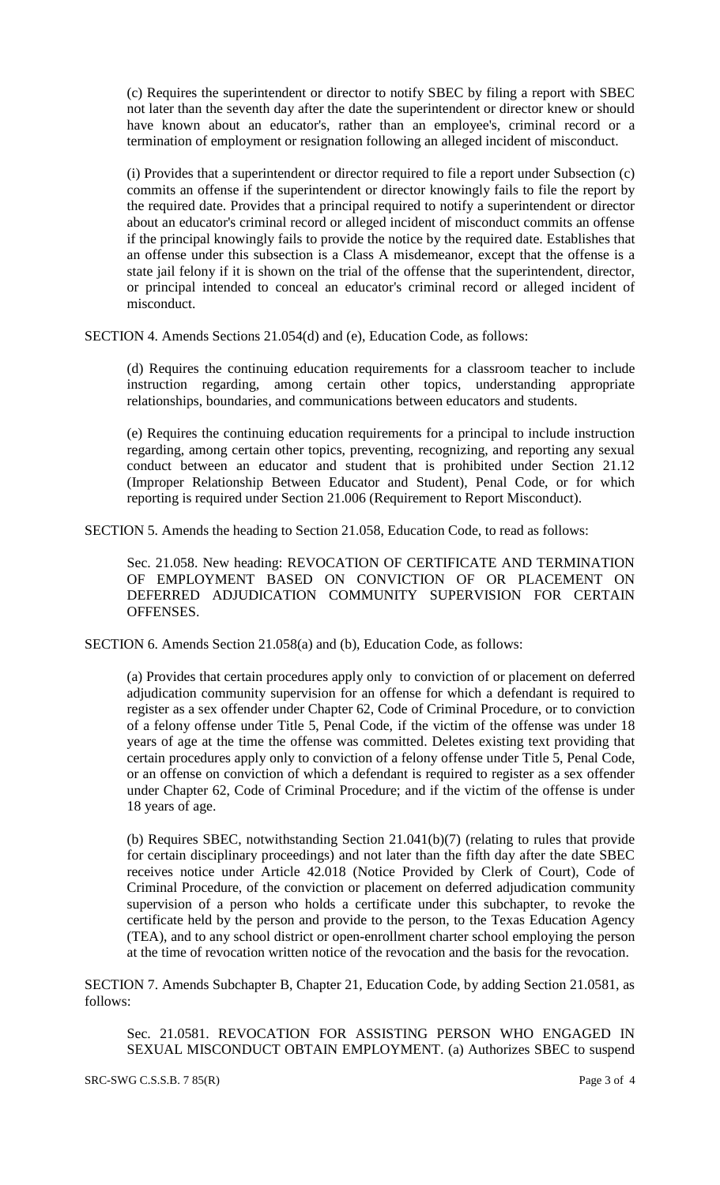(c) Requires the superintendent or director to notify SBEC by filing a report with SBEC not later than the seventh day after the date the superintendent or director knew or should have known about an educator's, rather than an employee's, criminal record or a termination of employment or resignation following an alleged incident of misconduct.

(i) Provides that a superintendent or director required to file a report under Subsection (c) commits an offense if the superintendent or director knowingly fails to file the report by the required date. Provides that a principal required to notify a superintendent or director about an educator's criminal record or alleged incident of misconduct commits an offense if the principal knowingly fails to provide the notice by the required date. Establishes that an offense under this subsection is a Class A misdemeanor, except that the offense is a state jail felony if it is shown on the trial of the offense that the superintendent, director, or principal intended to conceal an educator's criminal record or alleged incident of misconduct.

SECTION 4. Amends Sections 21.054(d) and (e), Education Code, as follows:

(d) Requires the continuing education requirements for a classroom teacher to include instruction regarding, among certain other topics, understanding appropriate relationships, boundaries, and communications between educators and students.

(e) Requires the continuing education requirements for a principal to include instruction regarding, among certain other topics, preventing, recognizing, and reporting any sexual conduct between an educator and student that is prohibited under Section 21.12 (Improper Relationship Between Educator and Student), Penal Code, or for which reporting is required under Section 21.006 (Requirement to Report Misconduct).

SECTION 5. Amends the heading to Section 21.058, Education Code, to read as follows:

Sec. 21.058. New heading: REVOCATION OF CERTIFICATE AND TERMINATION OF EMPLOYMENT BASED ON CONVICTION OF OR PLACEMENT ON DEFERRED ADJUDICATION COMMUNITY SUPERVISION FOR CERTAIN OFFENSES.

SECTION 6. Amends Section 21.058(a) and (b), Education Code, as follows:

(a) Provides that certain procedures apply only to conviction of or placement on deferred adjudication community supervision for an offense for which a defendant is required to register as a sex offender under Chapter 62, Code of Criminal Procedure, or to conviction of a felony offense under Title 5, Penal Code, if the victim of the offense was under 18 years of age at the time the offense was committed. Deletes existing text providing that certain procedures apply only to conviction of a felony offense under Title 5, Penal Code, or an offense on conviction of which a defendant is required to register as a sex offender under Chapter 62, Code of Criminal Procedure; and if the victim of the offense is under 18 years of age.

(b) Requires SBEC, notwithstanding Section 21.041(b)(7) (relating to rules that provide for certain disciplinary proceedings) and not later than the fifth day after the date SBEC receives notice under Article 42.018 (Notice Provided by Clerk of Court), Code of Criminal Procedure, of the conviction or placement on deferred adjudication community supervision of a person who holds a certificate under this subchapter, to revoke the certificate held by the person and provide to the person, to the Texas Education Agency (TEA), and to any school district or open-enrollment charter school employing the person at the time of revocation written notice of the revocation and the basis for the revocation.

SECTION 7. Amends Subchapter B, Chapter 21, Education Code, by adding Section 21.0581, as follows:

Sec. 21.0581. REVOCATION FOR ASSISTING PERSON WHO ENGAGED IN SEXUAL MISCONDUCT OBTAIN EMPLOYMENT. (a) Authorizes SBEC to suspend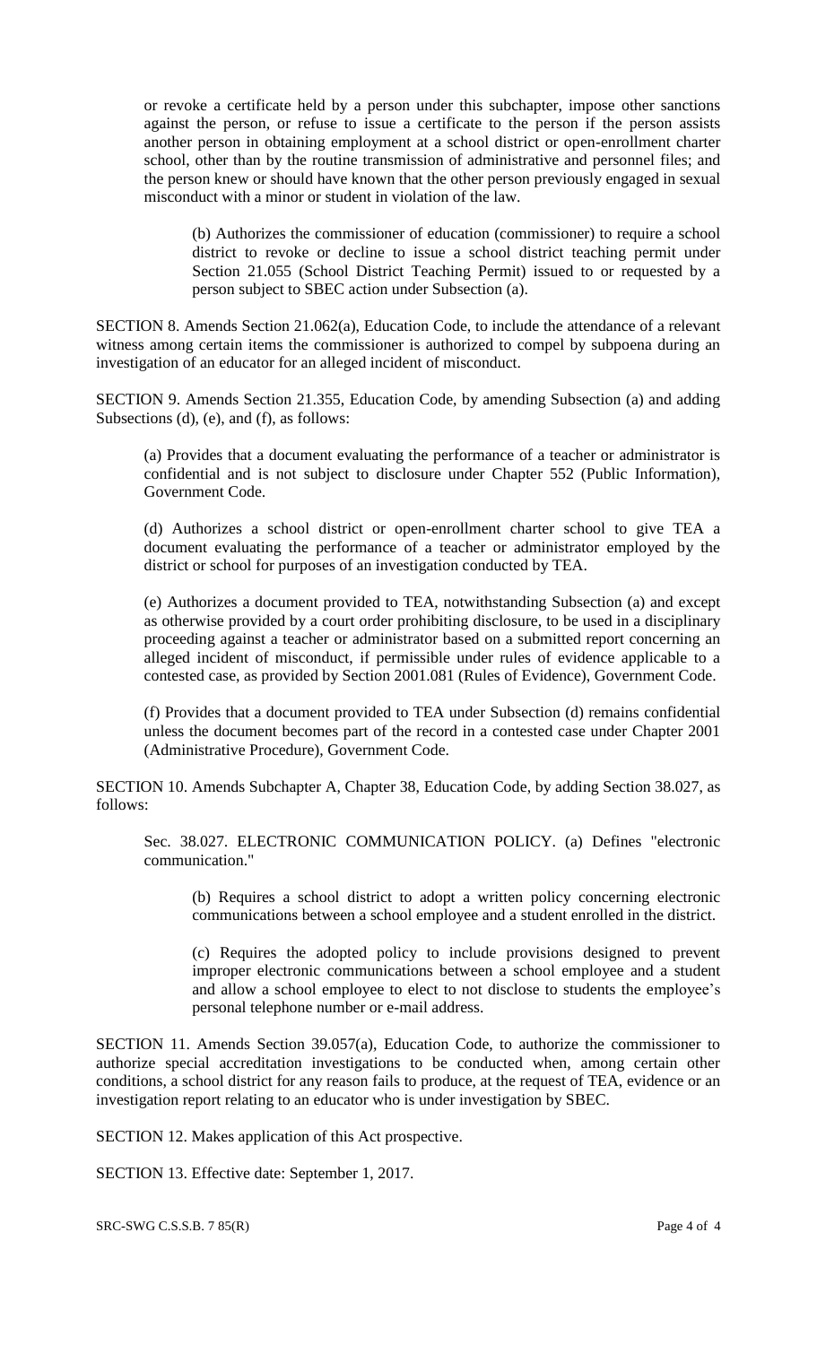or revoke a certificate held by a person under this subchapter, impose other sanctions against the person, or refuse to issue a certificate to the person if the person assists another person in obtaining employment at a school district or open-enrollment charter school, other than by the routine transmission of administrative and personnel files; and the person knew or should have known that the other person previously engaged in sexual misconduct with a minor or student in violation of the law.

> (b) Authorizes the commissioner of education (commissioner) to require a school district to revoke or decline to issue a school district teaching permit under Section 21.055 (School District Teaching Permit) issued to or requested by a person subject to SBEC action under Subsection (a).

SECTION 8. Amends Section 21.062(a), Education Code, to include the attendance of a relevant witness among certain items the commissioner is authorized to compel by subpoena during an investigation of an educator for an alleged incident of misconduct.

SECTION 9. Amends Section 21.355, Education Code, by amending Subsection (a) and adding Subsections (d), (e), and (f), as follows:

> (a) Provides that a document evaluating the performance of a teacher or administrator is confidential and is not subject to disclosure under Chapter 552 (Public Information), Government Code.
>
> (d) Authorizes a school district or open-enrollment charter school to give TEA a document evaluating the performance of a teacher or administrator employed by the district or school for purposes of an investigation conducted by TEA.
>
> (e) Authorizes a document provided to TEA, notwithstanding Subsection (a) and except as otherwise provided by a court order prohibiting disclosure, to be used in a disciplinary proceeding against a teacher or administrator based on a submitted report concerning an alleged incident of misconduct, if permissible under rules of evidence applicable to a contested case, as provided by Section 2001.081 (Rules of Evidence), Government Code.
>
> (f) Provides that a document provided to TEA under Subsection (d) remains confidential unless the document becomes part of the record in a contested case under Chapter 2001 (Administrative Procedure), Government Code.

SECTION 10. Amends Subchapter A, Chapter 38, Education Code, by adding Section 38.027, as follows:

> Sec. 38.027. ELECTRONIC COMMUNICATION POLICY. (a) Defines "electronic communication."
>
> > (b) Requires a school district to adopt a written policy concerning electronic communications between a school employee and a student enrolled in the district.
> >
> > (c) Requires the adopted policy to include provisions designed to prevent improper electronic communications between a school employee and a student and allow a school employee to elect to not disclose to students the employee's personal telephone number or e-mail address.

SECTION 11. Amends Section 39.057(a), Education Code, to authorize the commissioner to authorize special accreditation investigations to be conducted when, among certain other conditions, a school district for any reason fails to produce, at the request of TEA, evidence or an investigation report relating to an educator who is under investigation by SBEC.

SECTION 12. Makes application of this Act prospective.

SECTION 13. Effective date: September 1, 2017.